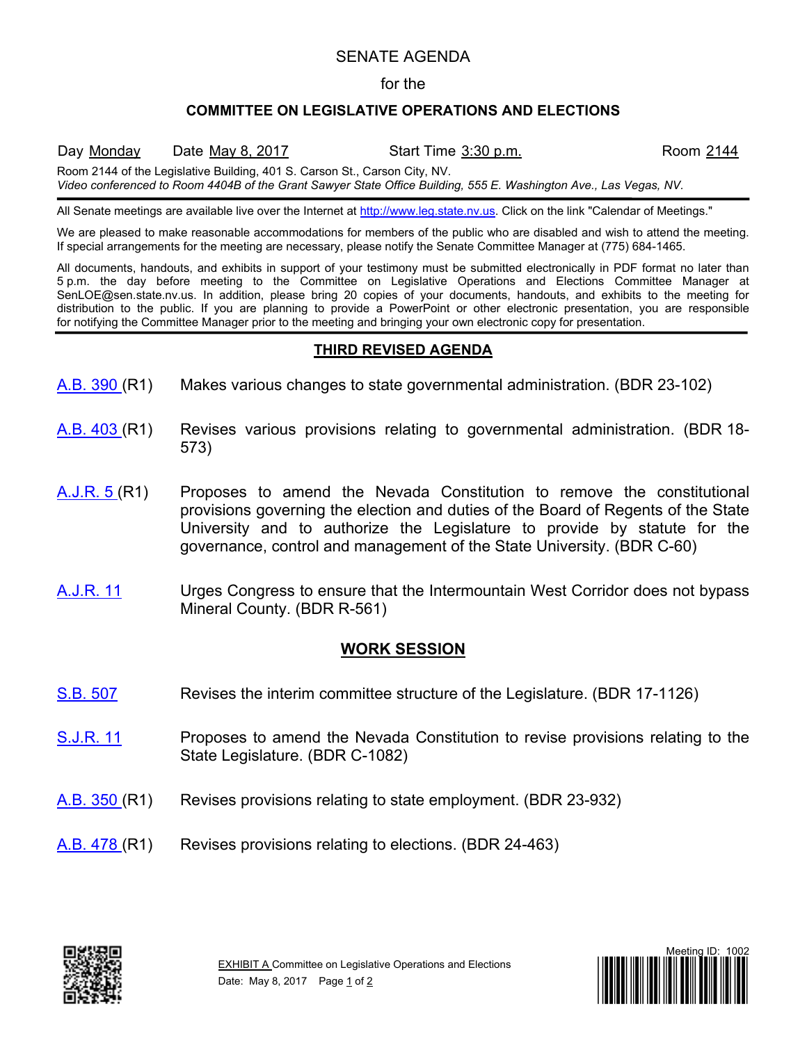# SENATE AGENDA

for the

## COMMITTEE ON LEGISLATIVE OPERATIONS AND ELECTIONS

Day Monday Date May 8, 2017 Start Time 3:30 p.m. Room 2144

Room 2144 of the Legislative Building, 401 S. Carson St., Carson City, NV.
*Video conferenced to Room 4404B of the Grant Sawyer State Office Building, 555 E. Washington Ave., Las Vegas, NV.*

All Senate meetings are available live over the Internet at http://www.leg.state.nv.us. Click on the link "Calendar of Meetings."

We are pleased to make reasonable accommodations for members of the public who are disabled and wish to attend the meeting. If special arrangements for the meeting are necessary, please notify the Senate Committee Manager at (775) 684-1465.

All documents, handouts, and exhibits in support of your testimony must be submitted electronically in PDF format no later than 5 p.m. the day before meeting to the Committee on Legislative Operations and Elections Committee Manager at SenLOE@sen.state.nv.us. In addition, please bring 20 copies of your documents, handouts, and exhibits to the meeting for distribution to the public. If you are planning to provide a PowerPoint or other electronic presentation, you are responsible for notifying the Committee Manager prior to the meeting and bringing your own electronic copy for presentation.

## THIRD REVISED AGENDA

A.B. 390 (R1) Makes various changes to state governmental administration. (BDR 23-102)

A.B. 403 (R1) Revises various provisions relating to governmental administration. (BDR 18-573)

A.J.R. 5 (R1) Proposes to amend the Nevada Constitution to remove the constitutional provisions governing the election and duties of the Board of Regents of the State University and to authorize the Legislature to provide by statute for the governance, control and management of the State University. (BDR C-60)

A.J.R. 11 Urges Congress to ensure that the Intermountain West Corridor does not bypass Mineral County. (BDR R-561)

## WORK SESSION

S.B. 507 Revises the interim committee structure of the Legislature. (BDR 17-1126)

S.J.R. 11 Proposes to amend the Nevada Constitution to revise provisions relating to the State Legislature. (BDR C-1082)

A.B. 350 (R1) Revises provisions relating to state employment. (BDR 23-932)

A.B. 478 (R1) Revises provisions relating to elections. (BDR 24-463)

EXHIBIT A Committee on Legislative Operations and Elections
Date: May 8, 2017

Meeting ID: 1002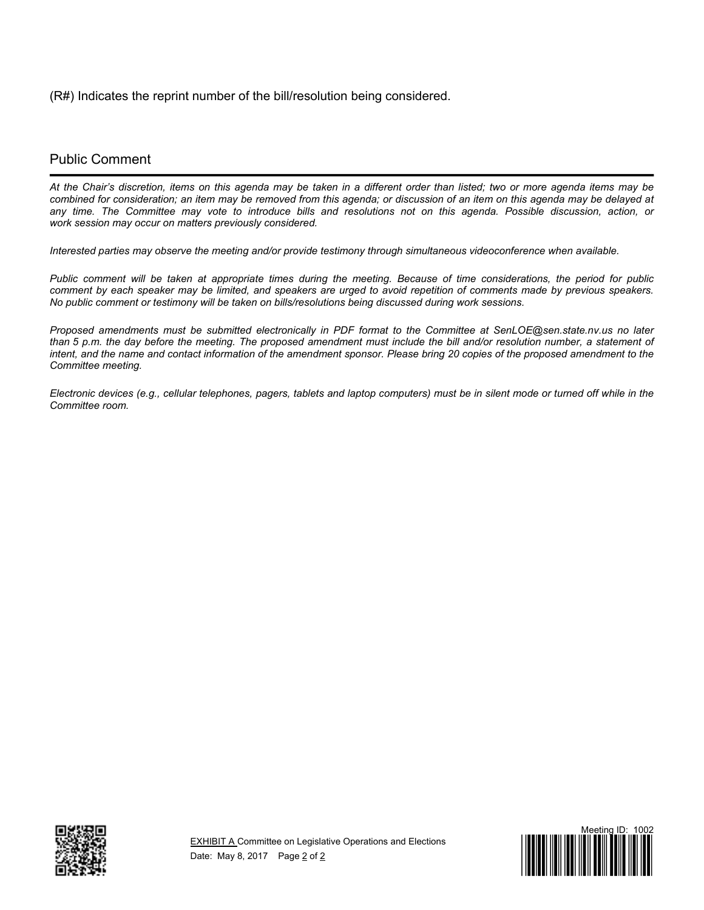(R#) Indicates the reprint number of the bill/resolution being considered.

## Public Comment

*At the Chair's discretion, items on this agenda may be taken in a different order than listed; two or more agenda items may be combined for consideration; an item may be removed from this agenda; or discussion of an item on this agenda may be delayed at any time. The Committee may vote to introduce bills and resolutions not on this agenda. Possible discussion, action, or work session may occur on matters previously considered.*

*Interested parties may observe the meeting and/or provide testimony through simultaneous videoconference when available.*

*Public comment will be taken at appropriate times during the meeting. Because of time considerations, the period for public comment by each speaker may be limited, and speakers are urged to avoid repetition of comments made by previous speakers. No public comment or testimony will be taken on bills/resolutions being discussed during work sessions.*

*Proposed amendments must be submitted electronically in PDF format to the Committee at SenLOE@sen.state.nv.us no later than 5 p.m. the day before the meeting. The proposed amendment must include the bill and/or resolution number, a statement of intent, and the name and contact information of the amendment sponsor. Please bring 20 copies of the proposed amendment to the Committee meeting.*

*Electronic devices (e.g., cellular telephones, pagers, tablets and laptop computers) must be in silent mode or turned off while in the Committee room.*

EXHIBIT A Committee on Legislative Operations and Elections

Date: May 8, 2017

Meeting ID: 1002